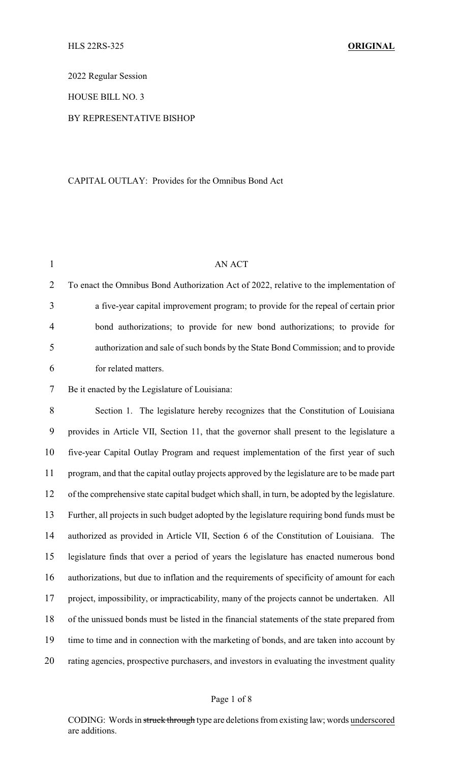HLS 22RS-325 **ORIGINAL**

2022 Regular Session

HOUSE BILL NO. 3

BY REPRESENTATIVE BISHOP

CAPITAL OUTLAY: Provides for the Omnibus Bond Act

AN ACT

To enact the Omnibus Bond Authorization Act of 2022, relative to the implementation of a five-year capital improvement program; to provide for the repeal of certain prior bond authorizations; to provide for new bond authorizations; to provide for authorization and sale of such bonds by the State Bond Commission; and to provide for related matters.

Be it enacted by the Legislature of Louisiana:

Section 1. The legislature hereby recognizes that the Constitution of Louisiana provides in Article VII, Section 11, that the governor shall present to the legislature a five-year Capital Outlay Program and request implementation of the first year of such program, and that the capital outlay projects approved by the legislature are to be made part of the comprehensive state capital budget which shall, in turn, be adopted by the legislature. Further, all projects in such budget adopted by the legislature requiring bond funds must be authorized as provided in Article VII, Section 6 of the Constitution of Louisiana. The legislature finds that over a period of years the legislature has enacted numerous bond authorizations, but due to inflation and the requirements of specificity of amount for each project, impossibility, or impracticability, many of the projects cannot be undertaken. All of the unissued bonds must be listed in the financial statements of the state prepared from time to time and in connection with the marketing of bonds, and are taken into account by rating agencies, prospective purchasers, and investors in evaluating the investment quality

CODING: Words in ~~struck through~~ type are deletions from existing law; words underscored are additions.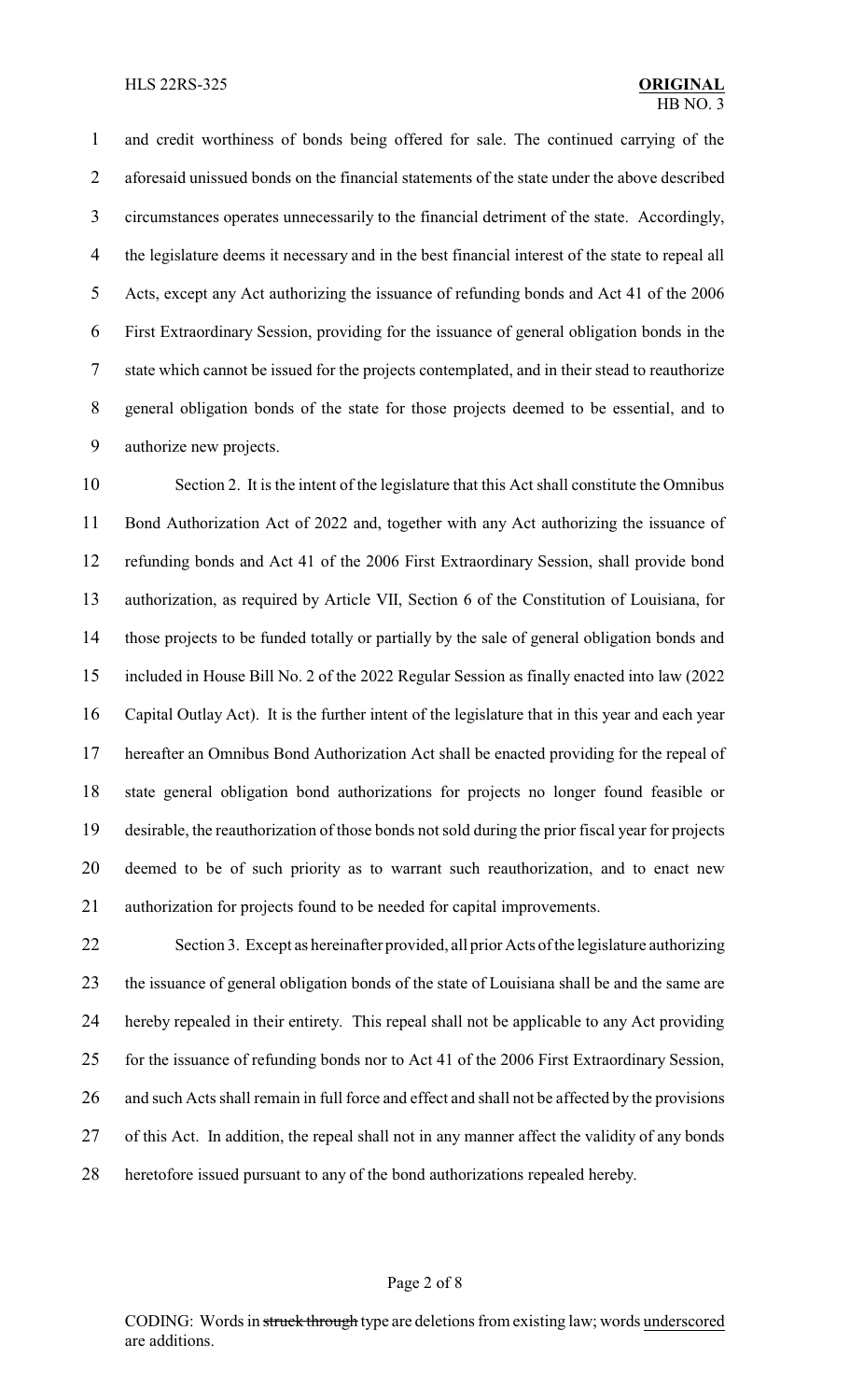and credit worthiness of bonds being offered for sale. The continued carrying of the aforesaid unissued bonds on the financial statements of the state under the above described circumstances operates unnecessarily to the financial detriment of the state. Accordingly, the legislature deems it necessary and in the best financial interest of the state to repeal all Acts, except any Act authorizing the issuance of refunding bonds and Act 41 of the 2006 First Extraordinary Session, providing for the issuance of general obligation bonds in the state which cannot be issued for the projects contemplated, and in their stead to reauthorize general obligation bonds of the state for those projects deemed to be essential, and to authorize new projects.

Section 2. It is the intent of the legislature that this Act shall constitute the Omnibus Bond Authorization Act of 2022 and, together with any Act authorizing the issuance of refunding bonds and Act 41 of the 2006 First Extraordinary Session, shall provide bond authorization, as required by Article VII, Section 6 of the Constitution of Louisiana, for those projects to be funded totally or partially by the sale of general obligation bonds and included in House Bill No. 2 of the 2022 Regular Session as finally enacted into law (2022 Capital Outlay Act). It is the further intent of the legislature that in this year and each year hereafter an Omnibus Bond Authorization Act shall be enacted providing for the repeal of state general obligation bond authorizations for projects no longer found feasible or desirable, the reauthorization of those bonds not sold during the prior fiscal year for projects deemed to be of such priority as to warrant such reauthorization, and to enact new authorization for projects found to be needed for capital improvements.

Section 3. Except as hereinafter provided, all prior Acts of the legislature authorizing the issuance of general obligation bonds of the state of Louisiana shall be and the same are hereby repealed in their entirety. This repeal shall not be applicable to any Act providing for the issuance of refunding bonds nor to Act 41 of the 2006 First Extraordinary Session, and such Acts shall remain in full force and effect and shall not be affected by the provisions of this Act. In addition, the repeal shall not in any manner affect the validity of any bonds heretofore issued pursuant to any of the bond authorizations repealed hereby.

CODING: Words in ~~struck through~~ type are deletions from existing law; words underscored are additions.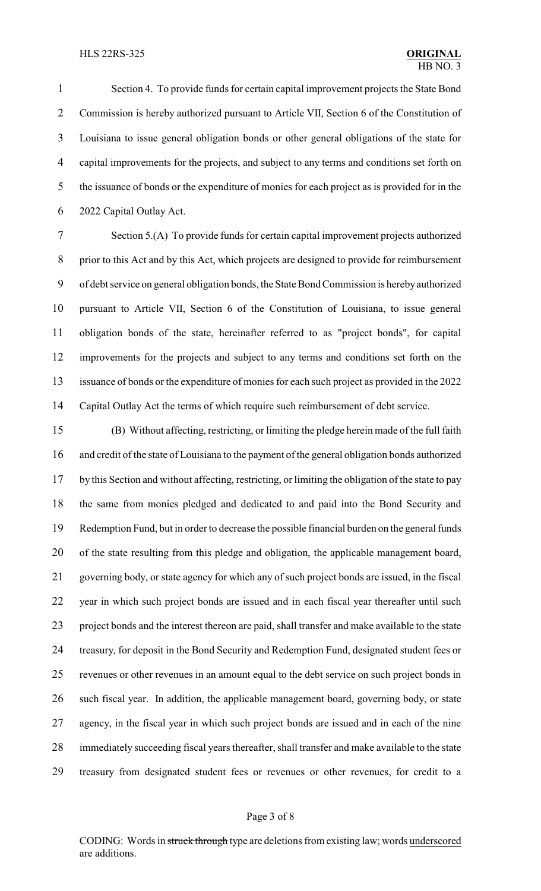Section 4. To provide funds for certain capital improvement projects the State Bond Commission is hereby authorized pursuant to Article VII, Section 6 of the Constitution of Louisiana to issue general obligation bonds or other general obligations of the state for capital improvements for the projects, and subject to any terms and conditions set forth on the issuance of bonds or the expenditure of monies for each project as is provided for in the 2022 Capital Outlay Act.

Section 5.(A) To provide funds for certain capital improvement projects authorized prior to this Act and by this Act, which projects are designed to provide for reimbursement of debt service on general obligation bonds, the State Bond Commission is hereby authorized pursuant to Article VII, Section 6 of the Constitution of Louisiana, to issue general obligation bonds of the state, hereinafter referred to as "project bonds", for capital improvements for the projects and subject to any terms and conditions set forth on the issuance of bonds or the expenditure of monies for each such project as provided in the 2022 Capital Outlay Act the terms of which require such reimbursement of debt service.

(B) Without affecting, restricting, or limiting the pledge herein made of the full faith and credit of the state of Louisiana to the payment of the general obligation bonds authorized by this Section and without affecting, restricting, or limiting the obligation of the state to pay the same from monies pledged and dedicated to and paid into the Bond Security and Redemption Fund, but in order to decrease the possible financial burden on the general funds of the state resulting from this pledge and obligation, the applicable management board, governing body, or state agency for which any of such project bonds are issued, in the fiscal year in which such project bonds are issued and in each fiscal year thereafter until such project bonds and the interest thereon are paid, shall transfer and make available to the state treasury, for deposit in the Bond Security and Redemption Fund, designated student fees or revenues or other revenues in an amount equal to the debt service on such project bonds in such fiscal year. In addition, the applicable management board, governing body, or state agency, in the fiscal year in which such project bonds are issued and in each of the nine immediately succeeding fiscal years thereafter, shall transfer and make available to the state treasury from designated student fees or revenues or other revenues, for credit to a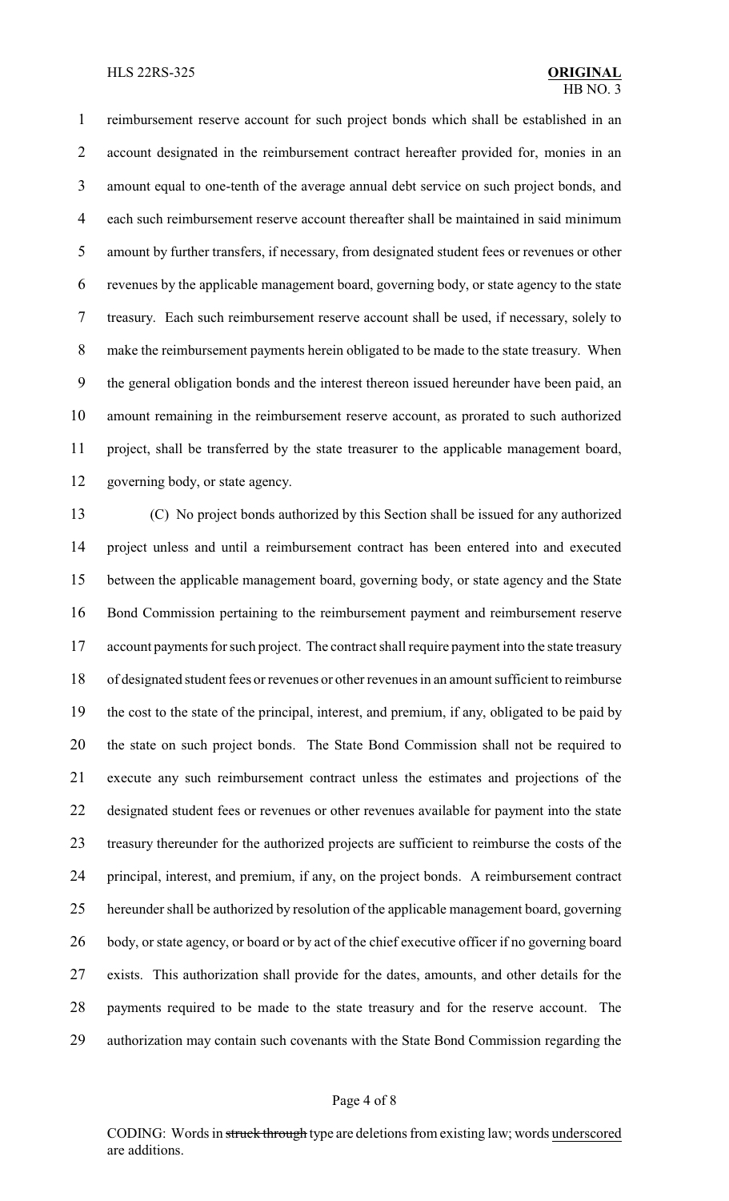reimbursement reserve account for such project bonds which shall be established in an account designated in the reimbursement contract hereafter provided for, monies in an amount equal to one-tenth of the average annual debt service on such project bonds, and each such reimbursement reserve account thereafter shall be maintained in said minimum amount by further transfers, if necessary, from designated student fees or revenues or other revenues by the applicable management board, governing body, or state agency to the state treasury. Each such reimbursement reserve account shall be used, if necessary, solely to make the reimbursement payments herein obligated to be made to the state treasury. When the general obligation bonds and the interest thereon issued hereunder have been paid, an amount remaining in the reimbursement reserve account, as prorated to such authorized project, shall be transferred by the state treasurer to the applicable management board, governing body, or state agency.

(C) No project bonds authorized by this Section shall be issued for any authorized project unless and until a reimbursement contract has been entered into and executed between the applicable management board, governing body, or state agency and the State Bond Commission pertaining to the reimbursement payment and reimbursement reserve account payments for such project. The contract shall require payment into the state treasury of designated student fees or revenues or other revenues in an amount sufficient to reimburse the cost to the state of the principal, interest, and premium, if any, obligated to be paid by the state on such project bonds. The State Bond Commission shall not be required to execute any such reimbursement contract unless the estimates and projections of the designated student fees or revenues or other revenues available for payment into the state treasury thereunder for the authorized projects are sufficient to reimburse the costs of the principal, interest, and premium, if any, on the project bonds. A reimbursement contract hereunder shall be authorized by resolution of the applicable management board, governing body, or state agency, or board or by act of the chief executive officer if no governing board exists. This authorization shall provide for the dates, amounts, and other details for the payments required to be made to the state treasury and for the reserve account. The authorization may contain such covenants with the State Bond Commission regarding the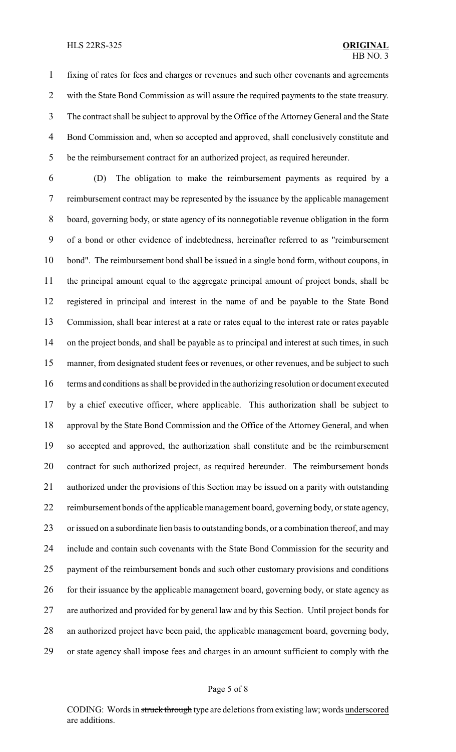fixing of rates for fees and charges or revenues and such other covenants and agreements with the State Bond Commission as will assure the required payments to the state treasury. The contract shall be subject to approval by the Office of the Attorney General and the State Bond Commission and, when so accepted and approved, shall conclusively constitute and be the reimbursement contract for an authorized project, as required hereunder.

(D) The obligation to make the reimbursement payments as required by a reimbursement contract may be represented by the issuance by the applicable management board, governing body, or state agency of its nonnegotiable revenue obligation in the form of a bond or other evidence of indebtedness, hereinafter referred to as "reimbursement bond". The reimbursement bond shall be issued in a single bond form, without coupons, in the principal amount equal to the aggregate principal amount of project bonds, shall be registered in principal and interest in the name of and be payable to the State Bond Commission, shall bear interest at a rate or rates equal to the interest rate or rates payable on the project bonds, and shall be payable as to principal and interest at such times, in such manner, from designated student fees or revenues, or other revenues, and be subject to such terms and conditions as shall be provided in the authorizing resolution or document executed by a chief executive officer, where applicable. This authorization shall be subject to approval by the State Bond Commission and the Office of the Attorney General, and when so accepted and approved, the authorization shall constitute and be the reimbursement contract for such authorized project, as required hereunder. The reimbursement bonds authorized under the provisions of this Section may be issued on a parity with outstanding reimbursement bonds of the applicable management board, governing body, or state agency, or issued on a subordinate lien basis to outstanding bonds, or a combination thereof, and may include and contain such covenants with the State Bond Commission for the security and payment of the reimbursement bonds and such other customary provisions and conditions for their issuance by the applicable management board, governing body, or state agency as are authorized and provided for by general law and by this Section. Until project bonds for an authorized project have been paid, the applicable management board, governing body, or state agency shall impose fees and charges in an amount sufficient to comply with the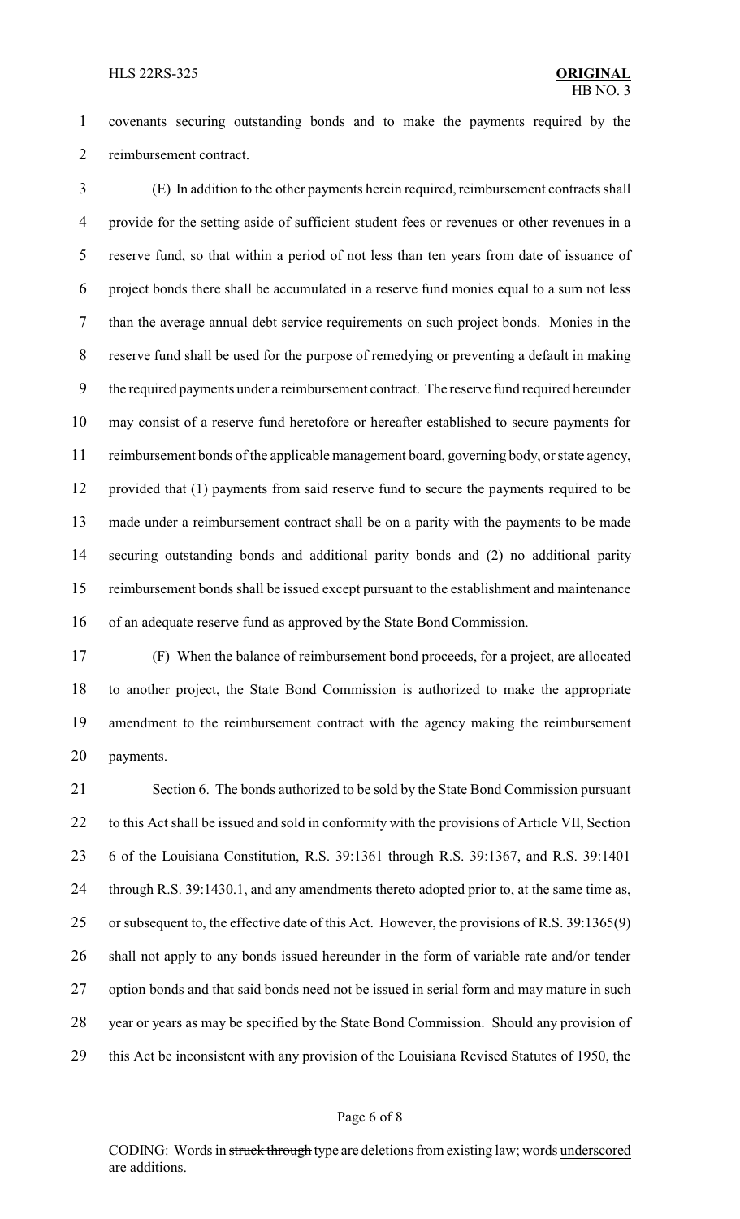covenants securing outstanding bonds and to make the payments required by the reimbursement contract.

(E) In addition to the other payments herein required, reimbursement contracts shall provide for the setting aside of sufficient student fees or revenues or other revenues in a reserve fund, so that within a period of not less than ten years from date of issuance of project bonds there shall be accumulated in a reserve fund monies equal to a sum not less than the average annual debt service requirements on such project bonds. Monies in the reserve fund shall be used for the purpose of remedying or preventing a default in making the required payments under a reimbursement contract. The reserve fund required hereunder may consist of a reserve fund heretofore or hereafter established to secure payments for reimbursement bonds of the applicable management board, governing body, or state agency, provided that (1) payments from said reserve fund to secure the payments required to be made under a reimbursement contract shall be on a parity with the payments to be made securing outstanding bonds and additional parity bonds and (2) no additional parity reimbursement bonds shall be issued except pursuant to the establishment and maintenance of an adequate reserve fund as approved by the State Bond Commission.

(F) When the balance of reimbursement bond proceeds, for a project, are allocated to another project, the State Bond Commission is authorized to make the appropriate amendment to the reimbursement contract with the agency making the reimbursement payments.

Section 6. The bonds authorized to be sold by the State Bond Commission pursuant to this Act shall be issued and sold in conformity with the provisions of Article VII, Section 6 of the Louisiana Constitution, R.S. 39:1361 through R.S. 39:1367, and R.S. 39:1401 through R.S. 39:1430.1, and any amendments thereto adopted prior to, at the same time as, or subsequent to, the effective date of this Act. However, the provisions of R.S. 39:1365(9) shall not apply to any bonds issued hereunder in the form of variable rate and/or tender option bonds and that said bonds need not be issued in serial form and may mature in such year or years as may be specified by the State Bond Commission. Should any provision of this Act be inconsistent with any provision of the Louisiana Revised Statutes of 1950, the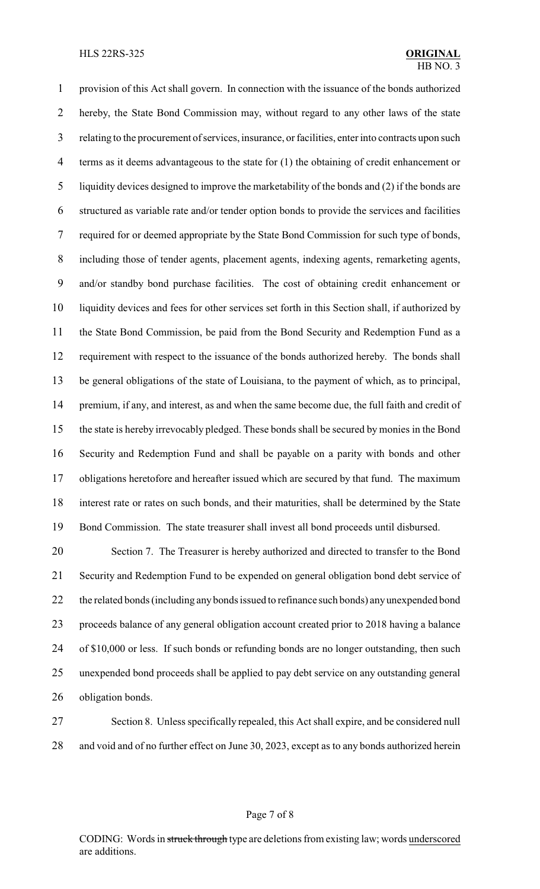provision of this Act shall govern. In connection with the issuance of the bonds authorized hereby, the State Bond Commission may, without regard to any other laws of the state relating to the procurement of services, insurance, or facilities, enter into contracts upon such terms as it deems advantageous to the state for (1) the obtaining of credit enhancement or liquidity devices designed to improve the marketability of the bonds and (2) if the bonds are structured as variable rate and/or tender option bonds to provide the services and facilities required for or deemed appropriate by the State Bond Commission for such type of bonds, including those of tender agents, placement agents, indexing agents, remarketing agents, and/or standby bond purchase facilities. The cost of obtaining credit enhancement or liquidity devices and fees for other services set forth in this Section shall, if authorized by the State Bond Commission, be paid from the Bond Security and Redemption Fund as a requirement with respect to the issuance of the bonds authorized hereby. The bonds shall be general obligations of the state of Louisiana, to the payment of which, as to principal, premium, if any, and interest, as and when the same become due, the full faith and credit of the state is hereby irrevocably pledged. These bonds shall be secured by monies in the Bond Security and Redemption Fund and shall be payable on a parity with bonds and other obligations heretofore and hereafter issued which are secured by that fund. The maximum interest rate or rates on such bonds, and their maturities, shall be determined by the State Bond Commission. The state treasurer shall invest all bond proceeds until disbursed.

Section 7. The Treasurer is hereby authorized and directed to transfer to the Bond Security and Redemption Fund to be expended on general obligation bond debt service of the related bonds (including any bonds issued to refinance such bonds) any unexpended bond proceeds balance of any general obligation account created prior to 2018 having a balance of $10,000 or less. If such bonds or refunding bonds are no longer outstanding, then such unexpended bond proceeds shall be applied to pay debt service on any outstanding general obligation bonds.

Section 8. Unless specifically repealed, this Act shall expire, and be considered null and void and of no further effect on June 30, 2023, except as to any bonds authorized herein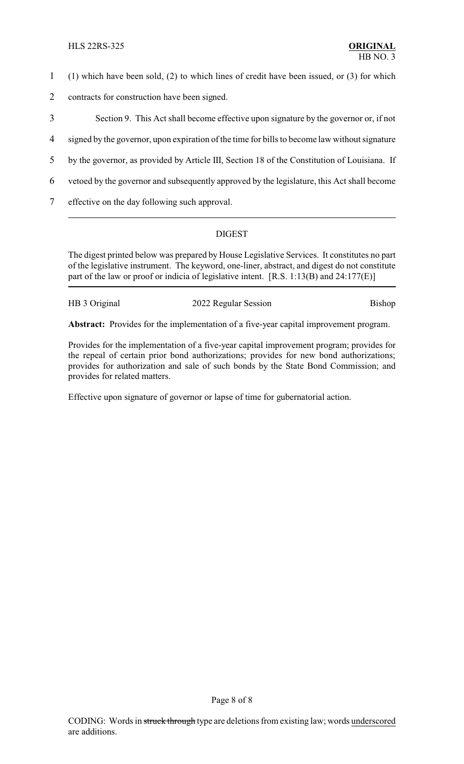(1) which have been sold, (2) to which lines of credit have been issued, or (3) for which contracts for construction have been signed.

Section 9. This Act shall become effective upon signature by the governor or, if not signed by the governor, upon expiration of the time for bills to become law without signature by the governor, as provided by Article III, Section 18 of the Constitution of Louisiana. If vetoed by the governor and subsequently approved by the legislature, this Act shall become effective on the day following such approval.

---

## DIGEST

The digest printed below was prepared by House Legislative Services. It constitutes no part of the legislative instrument. The keyword, one-liner, abstract, and digest do not constitute part of the law or proof or indicia of legislative intent. [R.S. 1:13(B) and 24:177(E)]

HB 3 Original | 2022 Regular Session | Bishop

**Abstract:** Provides for the implementation of a five-year capital improvement program.

Provides for the implementation of a five-year capital improvement program; provides for the repeal of certain prior bond authorizations; provides for new bond authorizations; provides for authorization and sale of such bonds by the State Bond Commission; and provides for related matters.

Effective upon signature of governor or lapse of time for gubernatorial action.

CODING: Words in ~~struck through~~ type are deletions from existing law; words <u>underscored</u> are additions.